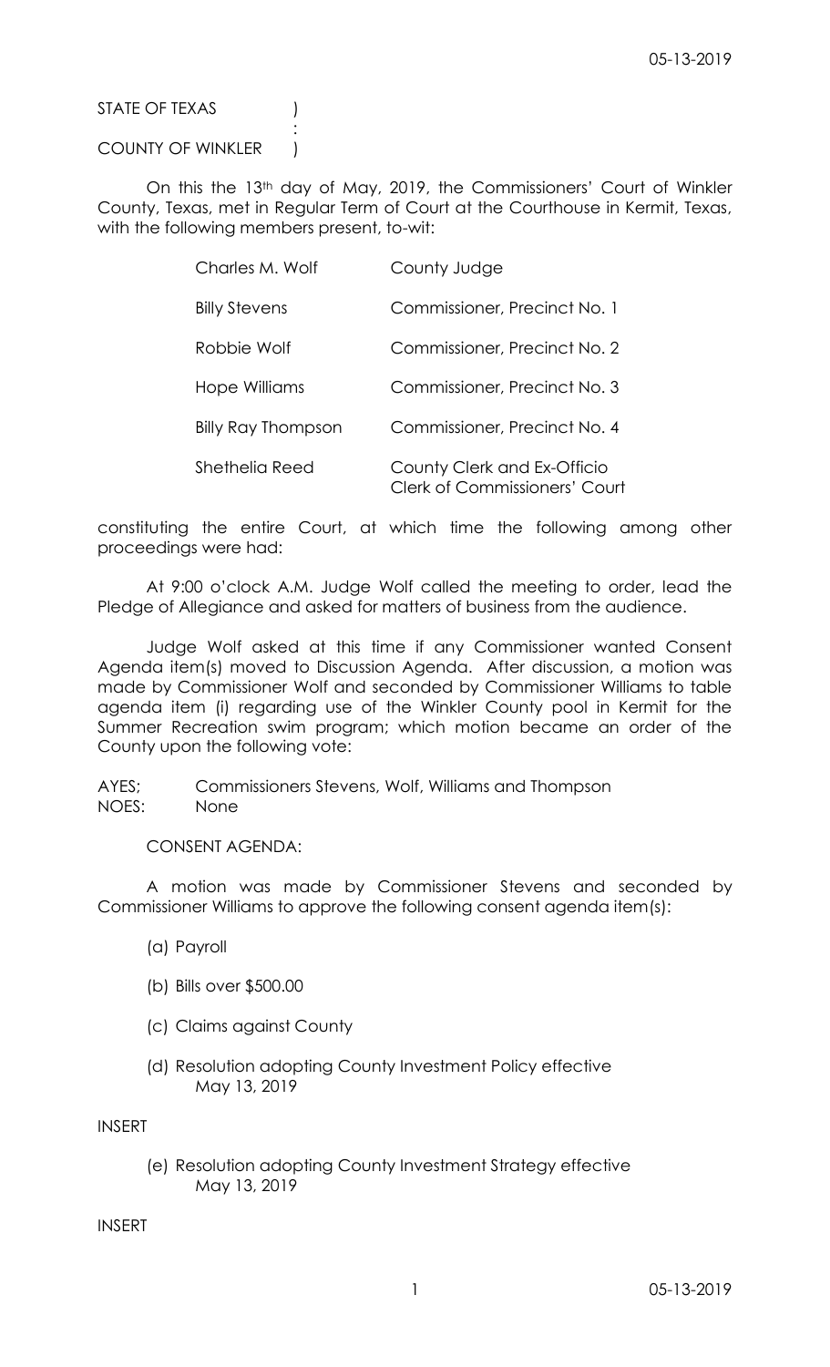STATE OF TEXAS )  
:  
COUNTY OF WINKLER )

On this the 13th day of May, 2019, the Commissioners' Court of Winkler County, Texas, met in Regular Term of Court at the Courthouse in Kermit, Texas, with the following members present, to-wit:

| | |
|---|---|
| Charles M. Wolf | County Judge |
| Billy Stevens | Commissioner, Precinct No. 1 |
| Robbie Wolf | Commissioner, Precinct No. 2 |
| Hope Williams | Commissioner, Precinct No. 3 |
| Billy Ray Thompson | Commissioner, Precinct No. 4 |
| Shethelia Reed | County Clerk and Ex-Officio Clerk of Commissioners' Court |

constituting the entire Court, at which time the following among other proceedings were had:

At 9:00 o'clock A.M. Judge Wolf called the meeting to order, lead the Pledge of Allegiance and asked for matters of business from the audience.

Judge Wolf asked at this time if any Commissioner wanted Consent Agenda item(s) moved to Discussion Agenda. After discussion, a motion was made by Commissioner Wolf and seconded by Commissioner Williams to table agenda item (i) regarding use of the Winkler County pool in Kermit for the Summer Recreation swim program; which motion became an order of the County upon the following vote:

AYES; Commissioners Stevens, Wolf, Williams and Thompson  
NOES: None

CONSENT AGENDA:

A motion was made by Commissioner Stevens and seconded by Commissioner Williams to approve the following consent agenda item(s):

(a) Payroll

(b) Bills over $500.00

(c) Claims against County

(d) Resolution adopting County Investment Policy effective May 13, 2019

INSERT

(e) Resolution adopting County Investment Strategy effective May 13, 2019

INSERT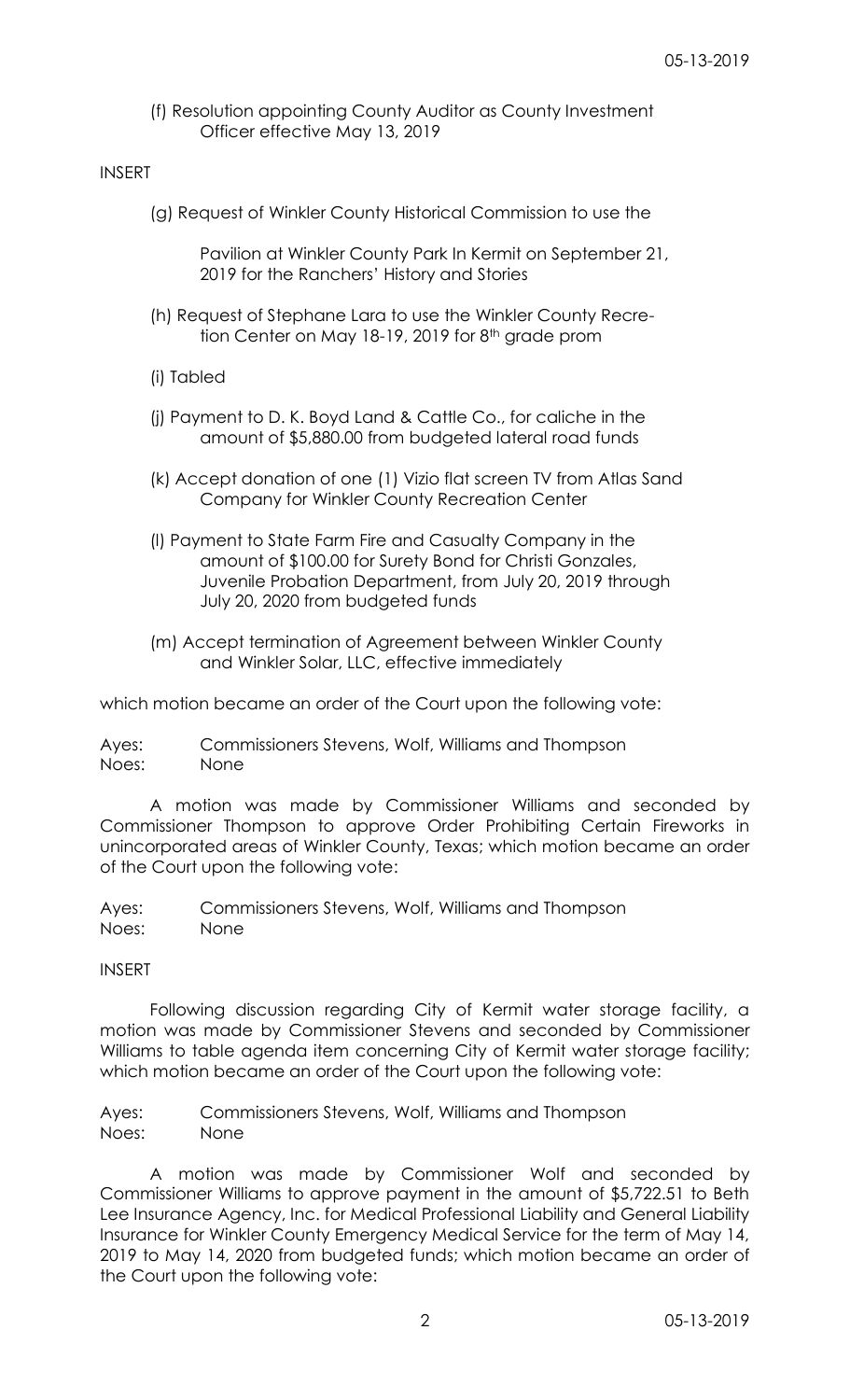(f) Resolution appointing County Auditor as County Investment Officer effective May 13, 2019

INSERT

(g) Request of Winkler County Historical Commission to use the Pavilion at Winkler County Park In Kermit on September 21, 2019 for the Ranchers' History and Stories

(h) Request of Stephane Lara to use the Winkler County Recreation Center on May 18-19, 2019 for 8th grade prom

(i) Tabled

(j) Payment to D. K. Boyd Land & Cattle Co., for caliche in the amount of $5,880.00 from budgeted lateral road funds

(k) Accept donation of one (1) Vizio flat screen TV from Atlas Sand Company for Winkler County Recreation Center

(l) Payment to State Farm Fire and Casualty Company in the amount of $100.00 for Surety Bond for Christi Gonzales, Juvenile Probation Department, from July 20, 2019 through July 20, 2020 from budgeted funds

(m) Accept termination of Agreement between Winkler County and Winkler Solar, LLC, effective immediately

which motion became an order of the Court upon the following vote:

Ayes: Commissioners Stevens, Wolf, Williams and Thompson
Noes: None

A motion was made by Commissioner Williams and seconded by Commissioner Thompson to approve Order Prohibiting Certain Fireworks in unincorporated areas of Winkler County, Texas; which motion became an order of the Court upon the following vote:

Ayes: Commissioners Stevens, Wolf, Williams and Thompson
Noes: None

INSERT

Following discussion regarding City of Kermit water storage facility, a motion was made by Commissioner Stevens and seconded by Commissioner Williams to table agenda item concerning City of Kermit water storage facility; which motion became an order of the Court upon the following vote:

Ayes: Commissioners Stevens, Wolf, Williams and Thompson
Noes: None

A motion was made by Commissioner Wolf and seconded by Commissioner Williams to approve payment in the amount of $5,722.51 to Beth Lee Insurance Agency, Inc. for Medical Professional Liability and General Liability Insurance for Winkler County Emergency Medical Service for the term of May 14, 2019 to May 14, 2020 from budgeted funds; which motion became an order of the Court upon the following vote: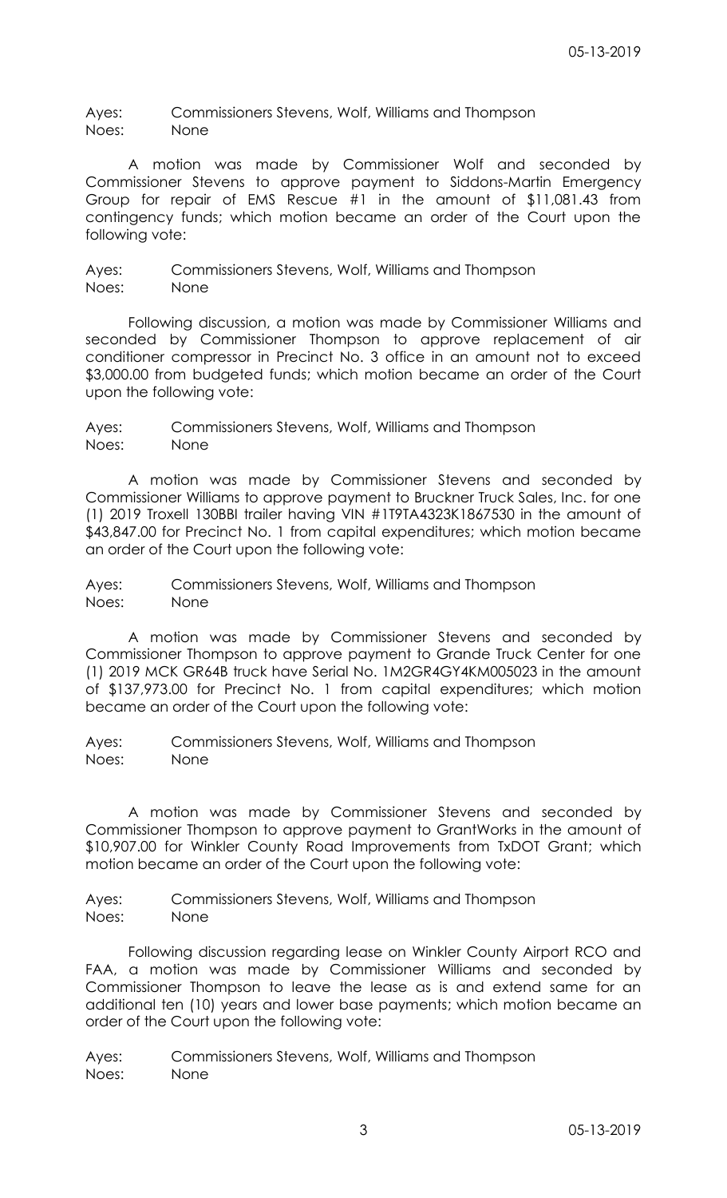Ayes: Commissioners Stevens, Wolf, Williams and Thompson
Noes: None

A motion was made by Commissioner Wolf and seconded by Commissioner Stevens to approve payment to Siddons-Martin Emergency Group for repair of EMS Rescue #1 in the amount of $11,081.43 from contingency funds; which motion became an order of the Court upon the following vote:

Ayes: Commissioners Stevens, Wolf, Williams and Thompson
Noes: None

Following discussion, a motion was made by Commissioner Williams and seconded by Commissioner Thompson to approve replacement of air conditioner compressor in Precinct No. 3 office in an amount not to exceed $3,000.00 from budgeted funds; which motion became an order of the Court upon the following vote:

Ayes: Commissioners Stevens, Wolf, Williams and Thompson
Noes: None

A motion was made by Commissioner Stevens and seconded by Commissioner Williams to approve payment to Bruckner Truck Sales, Inc. for one (1) 2019 Troxell 130BBI trailer having VIN #1T9TA4323K1867530 in the amount of $43,847.00 for Precinct No. 1 from capital expenditures; which motion became an order of the Court upon the following vote:

Ayes: Commissioners Stevens, Wolf, Williams and Thompson
Noes: None

A motion was made by Commissioner Stevens and seconded by Commissioner Thompson to approve payment to Grande Truck Center for one (1) 2019 MCK GR64B truck have Serial No. 1M2GR4GY4KM005023 in the amount of $137,973.00 for Precinct No. 1 from capital expenditures; which motion became an order of the Court upon the following vote:

Ayes: Commissioners Stevens, Wolf, Williams and Thompson
Noes: None

A motion was made by Commissioner Stevens and seconded by Commissioner Thompson to approve payment to GrantWorks in the amount of $10,907.00 for Winkler County Road Improvements from TxDOT Grant; which motion became an order of the Court upon the following vote:

Ayes: Commissioners Stevens, Wolf, Williams and Thompson
Noes: None

Following discussion regarding lease on Winkler County Airport RCO and FAA, a motion was made by Commissioner Williams and seconded by Commissioner Thompson to leave the lease as is and extend same for an additional ten (10) years and lower base payments; which motion became an order of the Court upon the following vote:

Ayes: Commissioners Stevens, Wolf, Williams and Thompson
Noes: None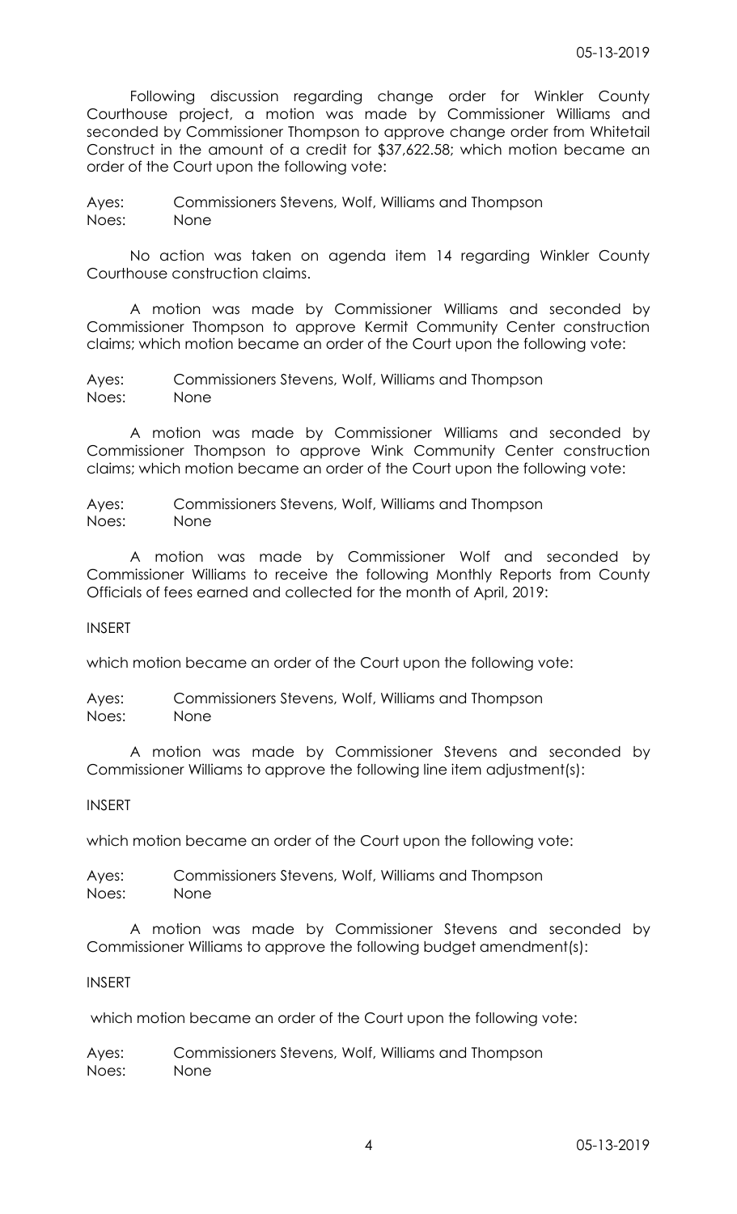Following discussion regarding change order for Winkler County Courthouse project, a motion was made by Commissioner Williams and seconded by Commissioner Thompson to approve change order from Whitetail Construct in the amount of a credit for $37,622.58; which motion became an order of the Court upon the following vote:

Ayes: Commissioners Stevens, Wolf, Williams and Thompson
Noes: None

No action was taken on agenda item 14 regarding Winkler County Courthouse construction claims.

A motion was made by Commissioner Williams and seconded by Commissioner Thompson to approve Kermit Community Center construction claims; which motion became an order of the Court upon the following vote:

Ayes: Commissioners Stevens, Wolf, Williams and Thompson
Noes: None

A motion was made by Commissioner Williams and seconded by Commissioner Thompson to approve Wink Community Center construction claims; which motion became an order of the Court upon the following vote:

Ayes: Commissioners Stevens, Wolf, Williams and Thompson
Noes: None

A motion was made by Commissioner Wolf and seconded by Commissioner Williams to receive the following Monthly Reports from County Officials of fees earned and collected for the month of April, 2019:

INSERT

which motion became an order of the Court upon the following vote:

Ayes: Commissioners Stevens, Wolf, Williams and Thompson
Noes: None

A motion was made by Commissioner Stevens and seconded by Commissioner Williams to approve the following line item adjustment(s):

INSERT

which motion became an order of the Court upon the following vote:

Ayes: Commissioners Stevens, Wolf, Williams and Thompson
Noes: None

A motion was made by Commissioner Stevens and seconded by Commissioner Williams to approve the following budget amendment(s):

INSERT

which motion became an order of the Court upon the following vote:

Ayes: Commissioners Stevens, Wolf, Williams and Thompson
Noes: None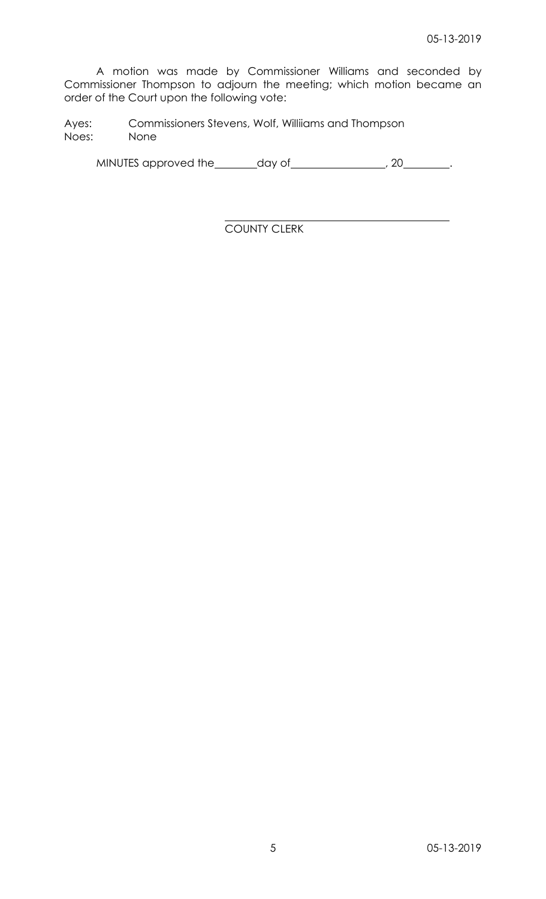A motion was made by Commissioner Williams and seconded by Commissioner Thompson to adjourn the meeting; which motion became an order of the Court upon the following vote:

Ayes: Commissioners Stevens, Wolf, Williiams and Thompson
Noes: None

MINUTES approved the \_\_\_\_\_\_\_ day of \_\_\_\_\_\_\_\_\_\_\_\_\_\_\_\_, 20\_\_\_\_\_\_\_\_.

\_\_\_\_\_\_\_\_\_\_\_\_\_\_\_\_\_\_\_\_\_\_\_\_\_\_\_\_\_\_\_\_\_\_\_\_\_\_\_\_

COUNTY CLERK